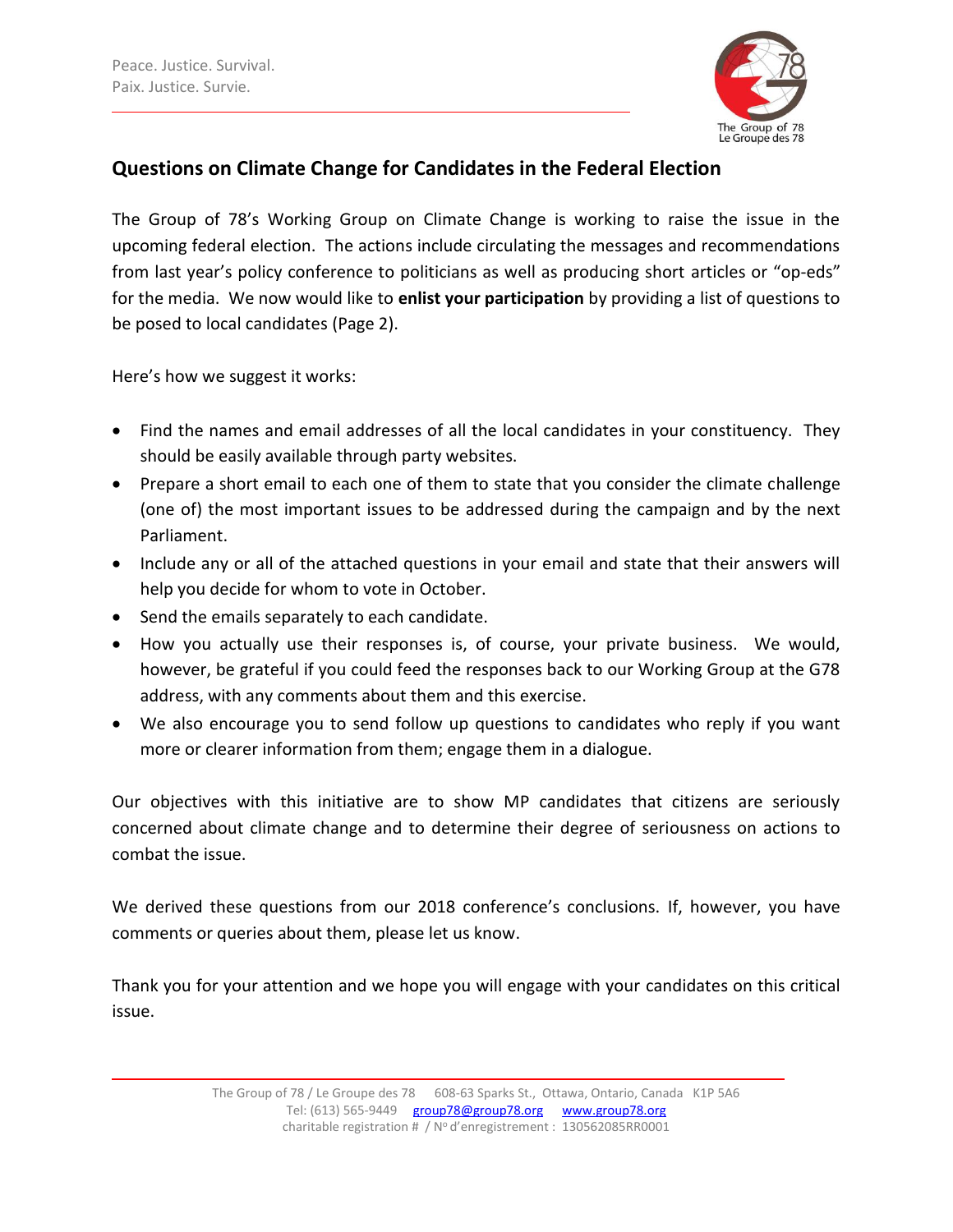Peace. Justice. Survival.
Paix. Justice. Survie.

The Group of 78
Le Groupe des 78

## Questions on Climate Change for Candidates in the Federal Election

The Group of 78's Working Group on Climate Change is working to raise the issue in the upcoming federal election. The actions include circulating the messages and recommendations from last year's policy conference to politicians as well as producing short articles or "op-eds" for the media. We now would like to **enlist your participation** by providing a list of questions to be posed to local candidates (Page 2).

Here's how we suggest it works:

- Find the names and email addresses of all the local candidates in your constituency. They should be easily available through party websites.
- Prepare a short email to each one of them to state that you consider the climate challenge (one of) the most important issues to be addressed during the campaign and by the next Parliament.
- Include any or all of the attached questions in your email and state that their answers will help you decide for whom to vote in October.
- Send the emails separately to each candidate.
- How you actually use their responses is, of course, your private business. We would, however, be grateful if you could feed the responses back to our Working Group at the G78 address, with any comments about them and this exercise.
- We also encourage you to send follow up questions to candidates who reply if you want more or clearer information from them; engage them in a dialogue.

Our objectives with this initiative are to show MP candidates that citizens are seriously concerned about climate change and to determine their degree of seriousness on actions to combat the issue.

We derived these questions from our 2018 conference's conclusions. If, however, you have comments or queries about them, please let us know.

Thank you for your attention and we hope you will engage with your candidates on this critical issue.

The Group of 78 / Le Groupe des 78 608-63 Sparks St., Ottawa, Ontario, Canada K1P 5A6
Tel: (613) 565-9449 group78@group78.org www.group78.org
charitable registration # / No d'enregistrement : 130562085RR0001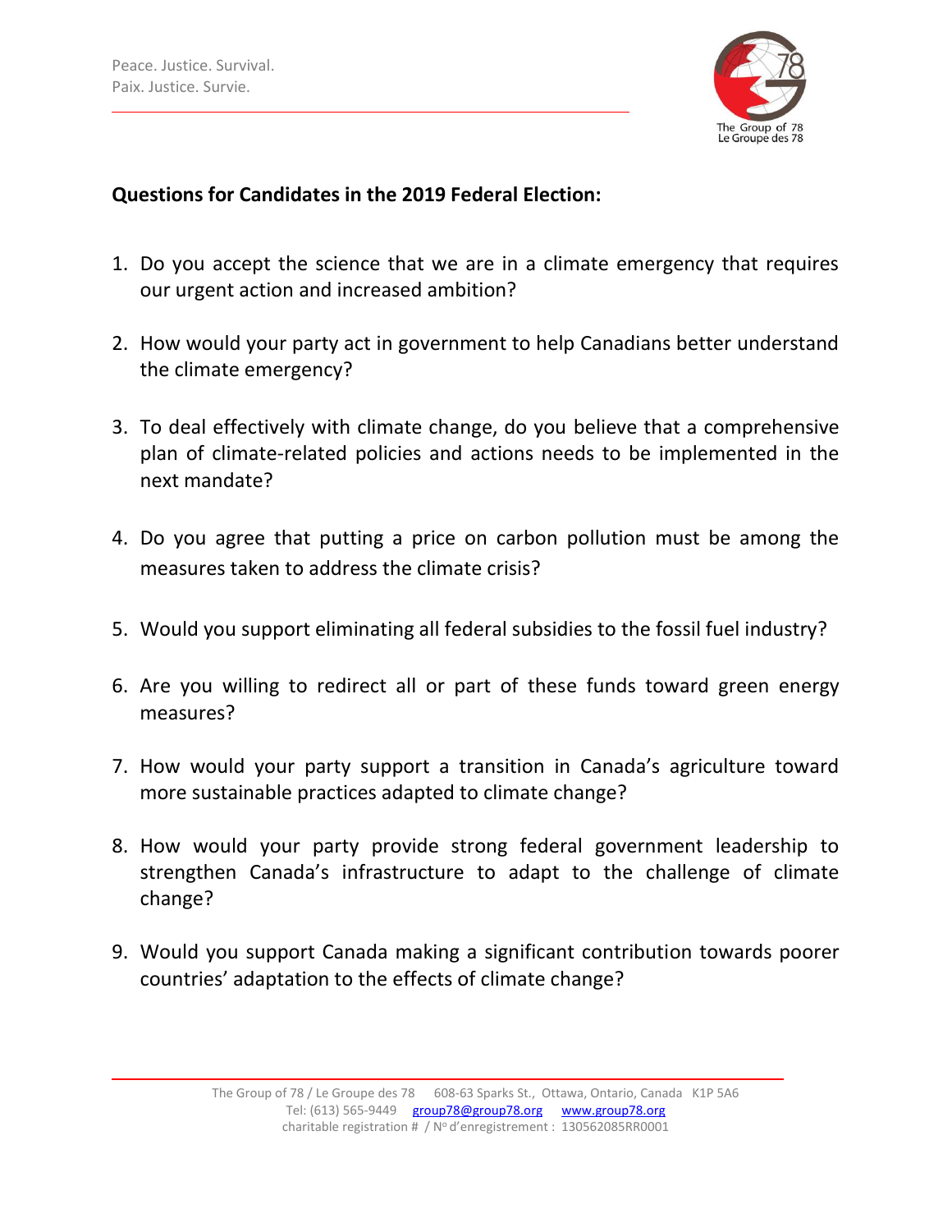**Questions for Candidates in the 2019 Federal Election:**

1. Do you accept the science that we are in a climate emergency that requires our urgent action and increased ambition?

2. How would your party act in government to help Canadians better understand the climate emergency?

3. To deal effectively with climate change, do you believe that a comprehensive plan of climate-related policies and actions needs to be implemented in the next mandate?

4. Do you agree that putting a price on carbon pollution must be among the measures taken to address the climate crisis?

5. Would you support eliminating all federal subsidies to the fossil fuel industry?

6. Are you willing to redirect all or part of these funds toward green energy measures?

7. How would your party support a transition in Canada's agriculture toward more sustainable practices adapted to climate change?

8. How would your party provide strong federal government leadership to strengthen Canada's infrastructure to adapt to the challenge of climate change?

9. Would you support Canada making a significant contribution towards poorer countries' adaptation to the effects of climate change?